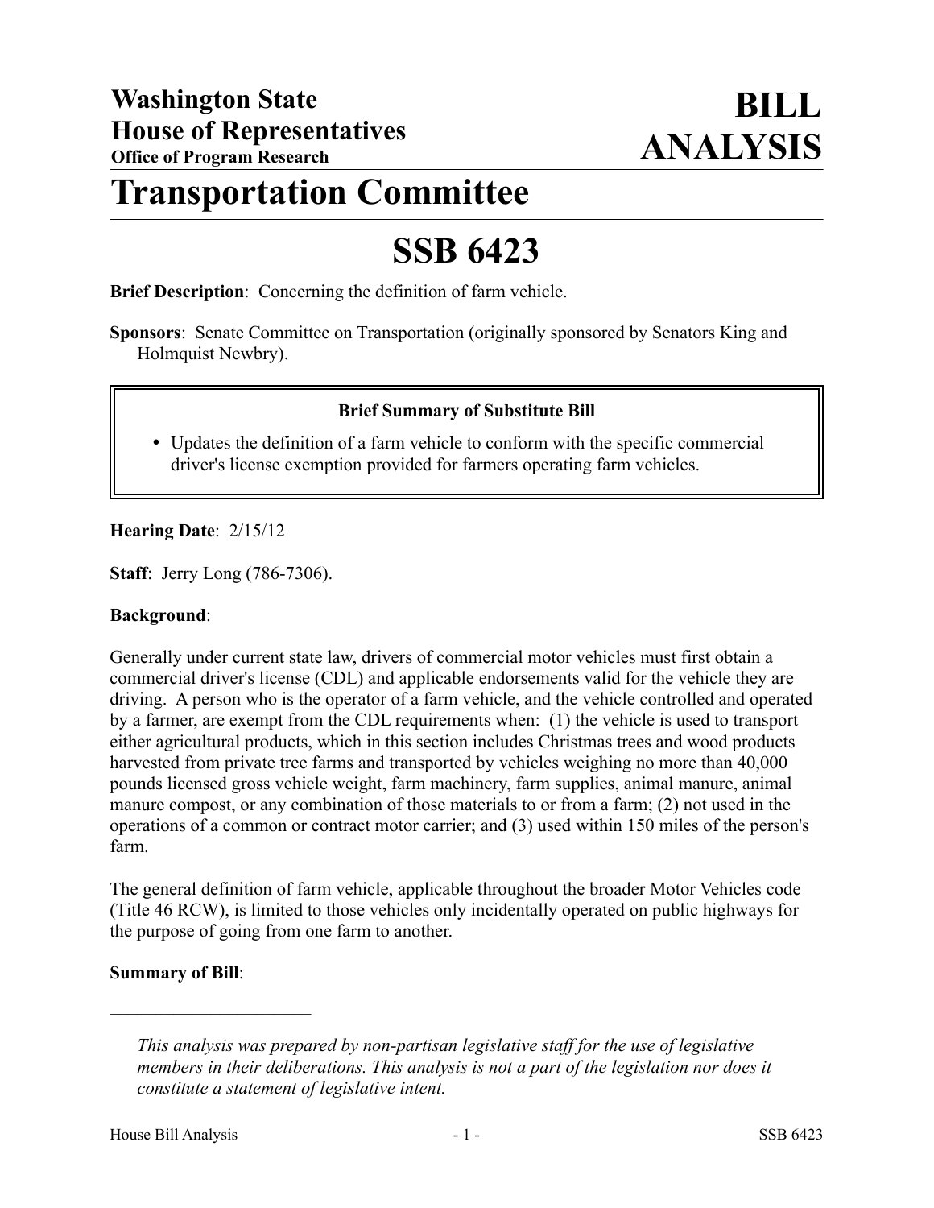# Washington State House of Representatives

**Office of Program Research**

# BILL ANALYSIS

# Transportation Committee

# SSB 6423

**Brief Description**: Concerning the definition of farm vehicle.

**Sponsors**: Senate Committee on Transportation (originally sponsored by Senators King and Holmquist Newbry).

> **Brief Summary of Substitute Bill**
>
> - Updates the definition of a farm vehicle to conform with the specific commercial driver's license exemption provided for farmers operating farm vehicles.

**Hearing Date**: 2/15/12

**Staff**: Jerry Long (786-7306).

**Background**:

Generally under current state law, drivers of commercial motor vehicles must first obtain a commercial driver's license (CDL) and applicable endorsements valid for the vehicle they are driving. A person who is the operator of a farm vehicle, and the vehicle controlled and operated by a farmer, are exempt from the CDL requirements when: (1) the vehicle is used to transport either agricultural products, which in this section includes Christmas trees and wood products harvested from private tree farms and transported by vehicles weighing no more than 40,000 pounds licensed gross vehicle weight, farm machinery, farm supplies, animal manure, animal manure compost, or any combination of those materials to or from a farm; (2) not used in the operations of a common or contract motor carrier; and (3) used within 150 miles of the person's farm.

The general definition of farm vehicle, applicable throughout the broader Motor Vehicles code (Title 46 RCW), is limited to those vehicles only incidentally operated on public highways for the purpose of going from one farm to another.

**Summary of Bill**:

---

*This analysis was prepared by non-partisan legislative staff for the use of legislative members in their deliberations. This analysis is not a part of the legislation nor does it constitute a statement of legislative intent.*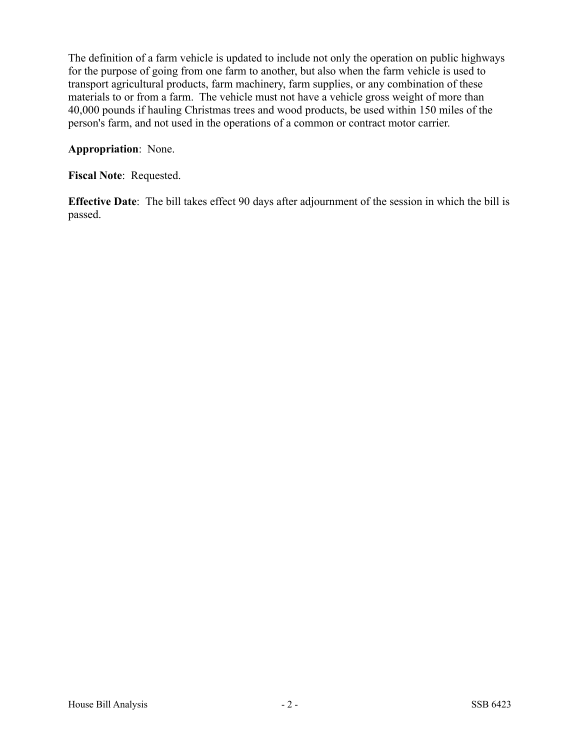The definition of a farm vehicle is updated to include not only the operation on public highways for the purpose of going from one farm to another, but also when the farm vehicle is used to transport agricultural products, farm machinery, farm supplies, or any combination of these materials to or from a farm. The vehicle must not have a vehicle gross weight of more than 40,000 pounds if hauling Christmas trees and wood products, be used within 150 miles of the person's farm, and not used in the operations of a common or contract motor carrier.

**Appropriation**: None.

**Fiscal Note**: Requested.

**Effective Date**: The bill takes effect 90 days after adjournment of the session in which the bill is passed.